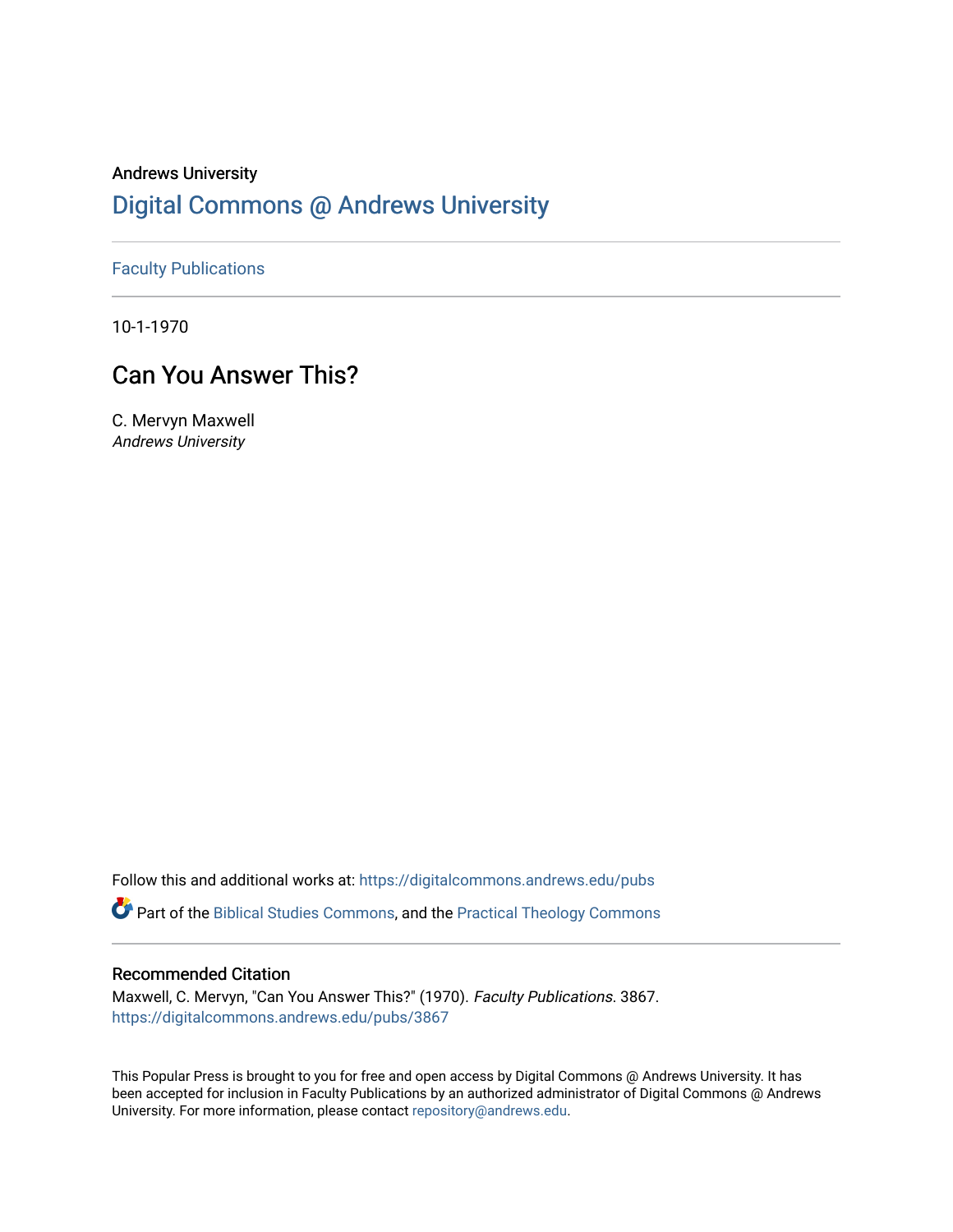Andrews University

# Digital Commons @ Andrews University

Faculty Publications

10-1-1970

## Can You Answer This?

C. Mervyn Maxwell
*Andrews University*

Follow this and additional works at: https://digitalcommons.andrews.edu/pubs

Part of the Biblical Studies Commons, and the Practical Theology Commons

### Recommended Citation

Maxwell, C. Mervyn, "Can You Answer This?" (1970). *Faculty Publications*. 3867.
https://digitalcommons.andrews.edu/pubs/3867

This Popular Press is brought to you for free and open access by Digital Commons @ Andrews University. It has been accepted for inclusion in Faculty Publications by an authorized administrator of Digital Commons @ Andrews University. For more information, please contact repository@andrews.edu.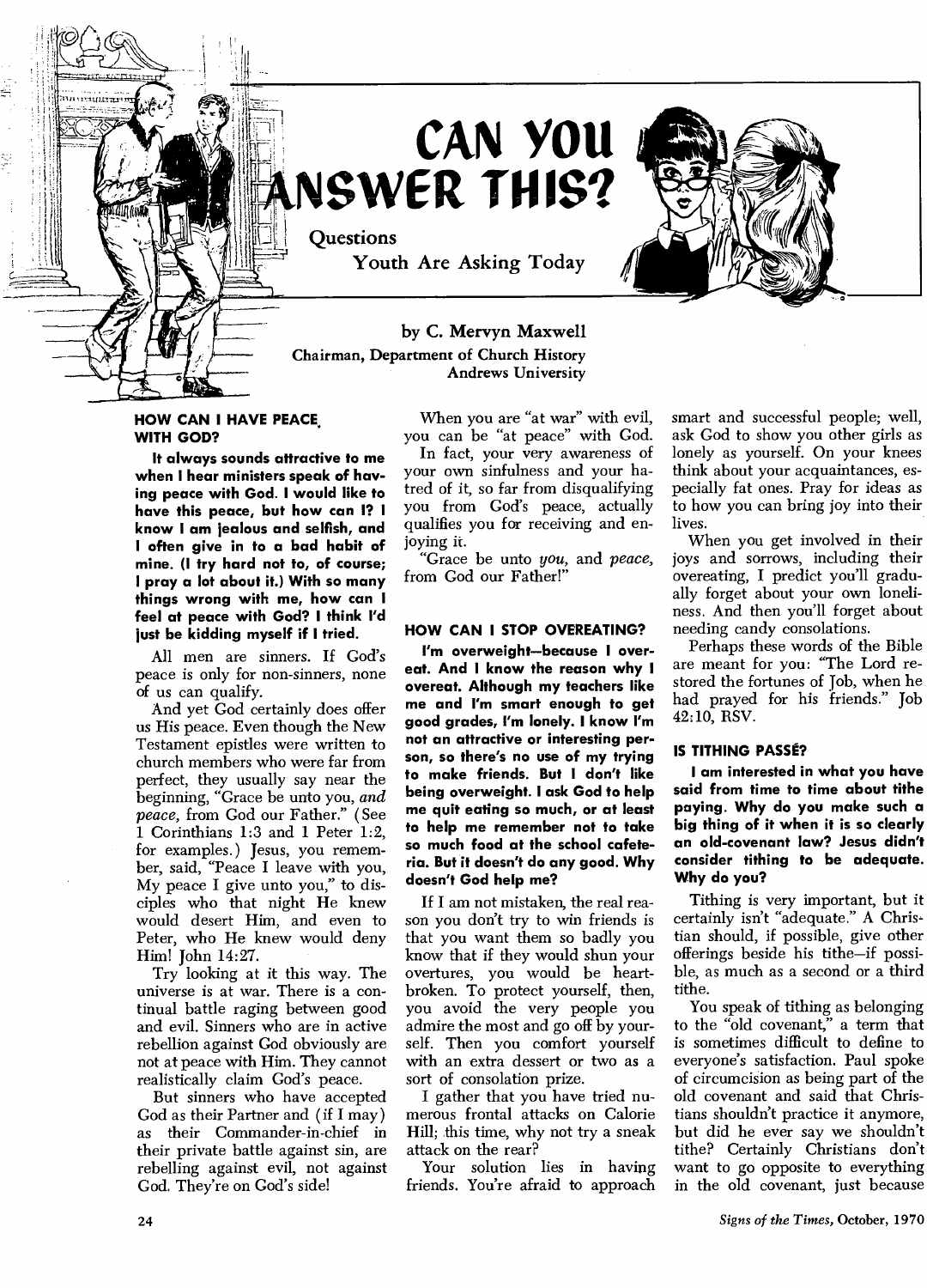# CAN YOU ANSWER THIS?

Questions Youth Are Asking Today

by C. Mervyn Maxwell
Chairman, Department of Church History
Andrews University

### HOW CAN I HAVE PEACE WITH GOD?

**It always sounds attractive to me when I hear ministers speak of having peace with God. I would like to have this peace, but how can I? I know I am jealous and selfish, and I often give in to a bad habit of mine. (I try hard not to, of course; I pray a lot about it.) With so many things wrong with me, how can I feel at peace with God? I think I'd just be kidding myself if I tried.**

All men are sinners. If God's peace is only for non-sinners, none of us can qualify.

And yet God certainly does offer us His peace. Even though the New Testament epistles were written to church members who were far from perfect, they usually say near the beginning, "Grace be unto you, *and peace*, from God our Father." (See 1 Corinthians 1:3 and 1 Peter 1:2, for examples.) Jesus, you remember, said, "Peace I leave with you, My peace I give unto you," to disciples who that night He knew would desert Him, and even to Peter, who He knew would deny Him! John 14:27.

Try looking at it this way. The universe is at war. There is a continual battle raging between good and evil. Sinners who are in active rebellion against God obviously are not at peace with Him. They cannot realistically claim God's peace.

But sinners who have accepted God as their Partner and (if I may) as their Commander-in-chief in their private battle against sin, are rebelling against evil, not against God. They're on God's side!

When you are "at war" with evil, you can be "at peace" with God.

In fact, your very awareness of your own sinfulness and your hatred of it, so far from disqualifying you from God's peace, actually qualifies you for receiving and enjoying it.

"Grace be unto *you*, and *peace*, from God our Father!"

### HOW CAN I STOP OVEREATING?

**I'm overweight—because I overeat. And I know the reason why I overeat. Although my teachers like me and I'm smart enough to get good grades, I'm lonely. I know I'm not an attractive or interesting person, so there's no use of my trying to make friends. But I don't like being overweight. I ask God to help me quit eating so much, or at least to help me remember not to take so much food at the school cafeteria. But it doesn't do any good. Why doesn't God help me?**

If I am not mistaken, the real reason you don't try to win friends is that you want them so badly you know that if they would shun your overtures, you would be heartbroken. To protect yourself, then, you avoid the very people you admire the most and go off by yourself. Then you comfort yourself with an extra dessert or two as a sort of consolation prize.

I gather that you have tried numerous frontal attacks on Calorie Hill; this time, why not try a sneak attack on the rear?

Your solution lies in having friends. You're afraid to approach smart and successful people; well, ask God to show you other girls as lonely as yourself. On your knees think about your acquaintances, especially fat ones. Pray for ideas as to how you can bring joy into their lives.

When you get involved in their joys and sorrows, including their overeating, I predict you'll gradually forget about your own loneliness. And then you'll forget about needing candy consolations.

Perhaps these words of the Bible are meant for you: "The Lord restored the fortunes of Job, when he had prayed for his friends." Job 42:10, RSV.

### IS TITHING PASSÉ?

**I am interested in what you have said from time to time about tithe paying. Why do you make such a big thing of it when it is so clearly an old-covenant law? Jesus didn't consider tithing to be adequate. Why do you?**

Tithing is very important, but it certainly isn't "adequate." A Christian should, if possible, give other offerings beside his tithe—if possible, as much as a second or a third tithe.

You speak of tithing as belonging to the "old covenant," a term that is sometimes difficult to define to everyone's satisfaction. Paul spoke of circumcision as being part of the old covenant and said that Christians shouldn't practice it anymore, but did he ever say we shouldn't tithe? Certainly Christians don't want to go opposite to everything in the old covenant, just because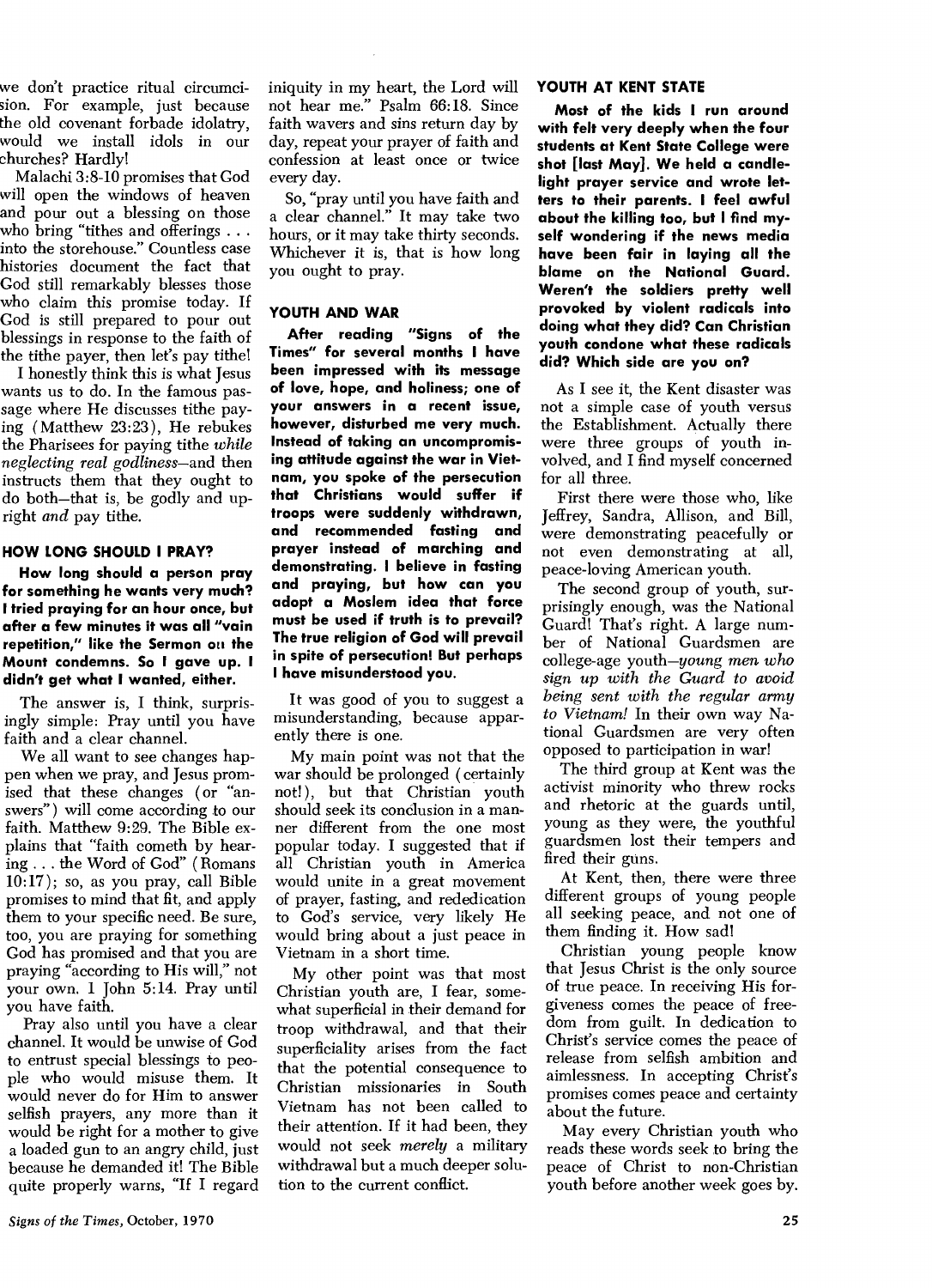we don't practice ritual circumcision. For example, just because the old covenant forbade idolatry, would we install idols in our churches? Hardly!

Malachi 3:8-10 promises that God will open the windows of heaven and pour out a blessing on those who bring "tithes and offerings . . . into the storehouse." Countless case histories document the fact that God still remarkably blesses those who claim this promise today. If God is still prepared to pour out blessings in response to the faith of the tithe payer, then let's pay tithe!

I honestly think this is what Jesus wants us to do. In the famous passage where He discusses tithe paying (Matthew 23:23), He rebukes the Pharisees for paying tithe *while neglecting real godliness*—and then instructs them that they ought to do both—that is, be godly and upright *and* pay tithe.

## HOW LONG SHOULD I PRAY?

**How long should a person pray for something he wants very much? I tried praying for an hour once, but after a few minutes it was all "vain repetition," like the Sermon on the Mount condemns. So I gave up. I didn't get what I wanted, either.**

The answer is, I think, surprisingly simple: Pray until you have faith and a clear channel.

We all want to see changes happen when we pray, and Jesus promised that these changes (or "answers") will come according to our faith. Matthew 9:29. The Bible explains that "faith cometh by hearing . . . the Word of God" (Romans 10:17); so, as you pray, call Bible promises to mind that fit, and apply them to your specific need. Be sure, too, you are praying for something God has promised and that you are praying "according to His will," not your own. 1 John 5:14. Pray until you have faith.

Pray also until you have a clear channel. It would be unwise of God to entrust special blessings to people who would misuse them. It would never do for Him to answer selfish prayers, any more than it would be right for a mother to give a loaded gun to an angry child, just because he demanded it! The Bible quite properly warns, "If I regard iniquity in my heart, the Lord will not hear me." Psalm 66:18. Since faith wavers and sins return day by day, repeat your prayer of faith and confession at least once or twice every day.

So, "pray until you have faith and a clear channel." It may take two hours, or it may take thirty seconds. Whichever it is, that is how long you ought to pray.

## YOUTH AND WAR

**After reading "Signs of the Times" for several months I have been impressed with its message of love, hope, and holiness; one of your answers in a recent issue, however, disturbed me very much. Instead of taking an uncompromising attitude against the war in Vietnam, you spoke of the persecution that Christians would suffer if troops were suddenly withdrawn, and recommended fasting and prayer instead of marching and demonstrating. I believe in fasting and praying, but how can you adopt a Moslem idea that force must be used if truth is to prevail? The true religion of God will prevail in spite of persecution! But perhaps I have misunderstood you.**

It was good of you to suggest a misunderstanding, because apparently there is one.

My main point was not that the war should be prolonged (certainly not!), but that Christian youth should seek its conclusion in a manner different from the one most popular today. I suggested that if all Christian youth in America would unite in a great movement of prayer, fasting, and rededication to God's service, very likely He would bring about a just peace in Vietnam in a short time.

My other point was that most Christian youth are, I fear, somewhat superficial in their demand for troop withdrawal, and that their superficiality arises from the fact that the potential consequence to Christian missionaries in South Vietnam has not been called to their attention. If it had been, they would not seek *merely* a military withdrawal but a much deeper solution to the current conflict.

## YOUTH AT KENT STATE

**Most of the kids I run around with felt very deeply when the four students at Kent State College were shot [last May]. We held a candlelight prayer service and wrote letters to their parents. I feel awful about the killing too, but I find myself wondering if the news media have been fair in laying all the blame on the National Guard. Weren't the soldiers pretty well provoked by violent radicals into doing what they did? Can Christian youth condone what these radicals did? Which side are you on?**

As I see it, the Kent disaster was not a simple case of youth versus the Establishment. Actually there were three groups of youth involved, and I find myself concerned for all three.

First there were those who, like Jeffrey, Sandra, Allison, and Bill, were demonstrating peacefully or not even demonstrating at all, peace-loving American youth.

The second group of youth, surprisingly enough, was the National Guard! That's right. A large number of National Guardsmen are college-age youth—*young men who sign up with the Guard to avoid being sent with the regular army to Vietnam!* In their own way National Guardsmen are very often opposed to participation in war!

The third group at Kent was the activist minority who threw rocks and rhetoric at the guards until, young as they were, the youthful guardsmen lost their tempers and fired their guns.

At Kent, then, there were three different groups of young people all seeking peace, and not one of them finding it. How sad!

Christian young people know that Jesus Christ is the only source of true peace. In receiving His forgiveness comes the peace of freedom from guilt. In dedication to Christ's service comes the peace of release from selfish ambition and aimlessness. In accepting Christ's promises comes peace and certainty about the future.

May every Christian youth who reads these words seek to bring the peace of Christ to non-Christian youth before another week goes by.